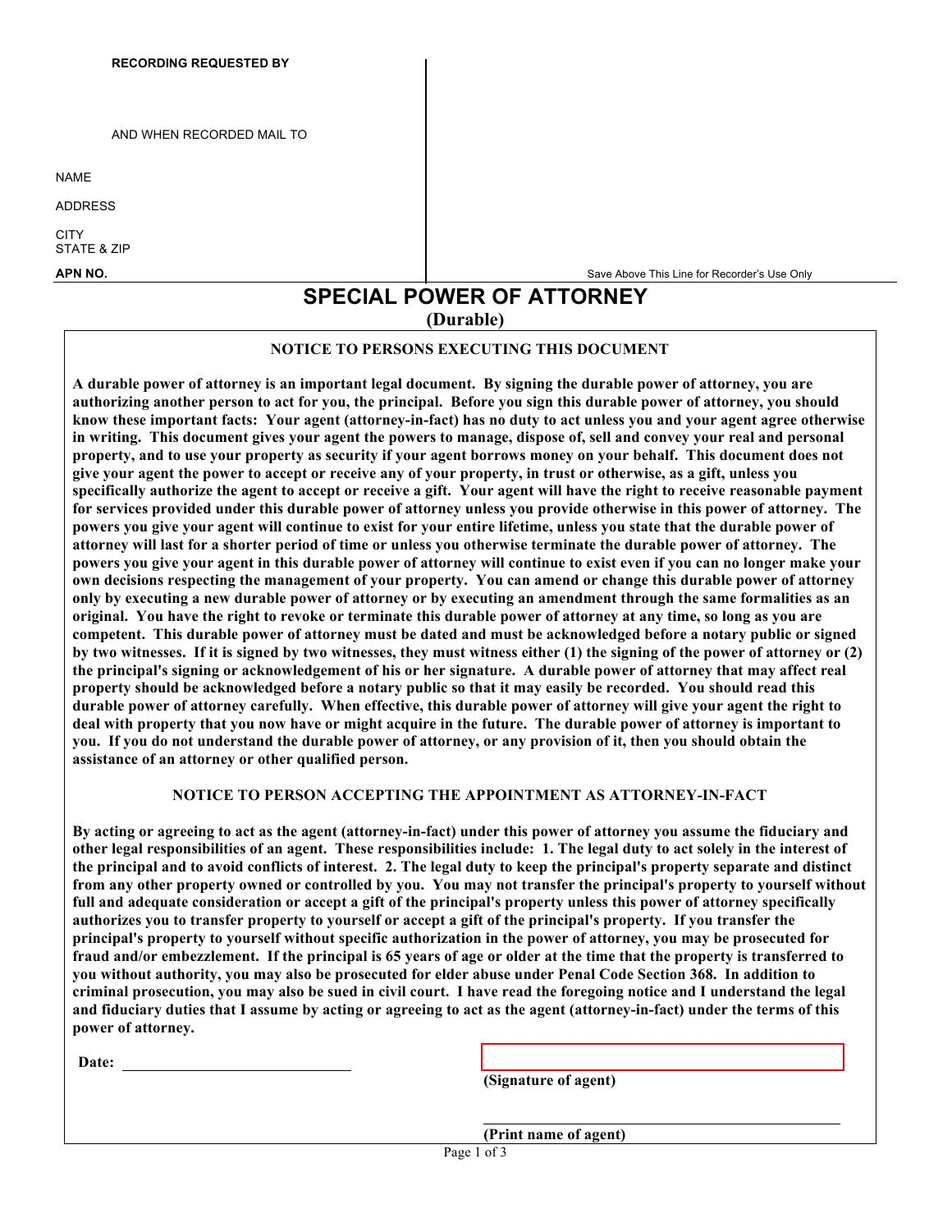RECORDING REQUESTED BY

AND WHEN RECORDED MAIL TO

NAME

ADDRESS

CITY
STATE & ZIP

APN NO.

Save Above This Line for Recorder's Use Only

# SPECIAL POWER OF ATTORNEY

**(Durable)**

## NOTICE TO PERSONS EXECUTING THIS DOCUMENT

**A durable power of attorney is an important legal document. By signing the durable power of attorney, you are authorizing another person to act for you, the principal. Before you sign this durable power of attorney, you should know these important facts: Your agent (attorney-in-fact) has no duty to act unless you and your agent agree otherwise in writing. This document gives your agent the powers to manage, dispose of, sell and convey your real and personal property, and to use your property as security if your agent borrows money on your behalf. This document does not give your agent the power to accept or receive any of your property, in trust or otherwise, as a gift, unless you specifically authorize the agent to accept or receive a gift. Your agent will have the right to receive reasonable payment for services provided under this durable power of attorney unless you provide otherwise in this power of attorney. The powers you give your agent will continue to exist for your entire lifetime, unless you state that the durable power of attorney will last for a shorter period of time or unless you otherwise terminate the durable power of attorney. The powers you give your agent in this durable power of attorney will continue to exist even if you can no longer make your own decisions respecting the management of your property. You can amend or change this durable power of attorney only by executing a new durable power of attorney or by executing an amendment through the same formalities as an original. You have the right to revoke or terminate this durable power of attorney at any time, so long as you are competent. This durable power of attorney must be dated and must be acknowledged before a notary public or signed by two witnesses. If it is signed by two witnesses, they must witness either (1) the signing of the power of attorney or (2) the principal's signing or acknowledgement of his or her signature. A durable power of attorney that may affect real property should be acknowledged before a notary public so that it may easily be recorded. You should read this durable power of attorney carefully. When effective, this durable power of attorney will give your agent the right to deal with property that you now have or might acquire in the future. The durable power of attorney is important to you. If you do not understand the durable power of attorney, or any provision of it, then you should obtain the assistance of an attorney or other qualified person.**

## NOTICE TO PERSON ACCEPTING THE APPOINTMENT AS ATTORNEY-IN-FACT

**By acting or agreeing to act as the agent (attorney-in-fact) under this power of attorney you assume the fiduciary and other legal responsibilities of an agent. These responsibilities include: 1. The legal duty to act solely in the interest of the principal and to avoid conflicts of interest. 2. The legal duty to keep the principal's property separate and distinct from any other property owned or controlled by you. You may not transfer the principal's property to yourself without full and adequate consideration or accept a gift of the principal's property unless this power of attorney specifically authorizes you to transfer property to yourself or accept a gift of the principal's property. If you transfer the principal's property to yourself without specific authorization in the power of attorney, you may be prosecuted for fraud and/or embezzlement. If the principal is 65 years of age or older at the time that the property is transferred to you without authority, you may also be prosecuted for elder abuse under Penal Code Section 368. In addition to criminal prosecution, you may also be sued in civil court. I have read the foregoing notice and I understand the legal and fiduciary duties that I assume by acting or agreeing to act as the agent (attorney-in-fact) under the terms of this power of attorney.**

**Date:** ______________________________

______________________________
**(Signature of agent)**

______________________________
**(Print name of agent)**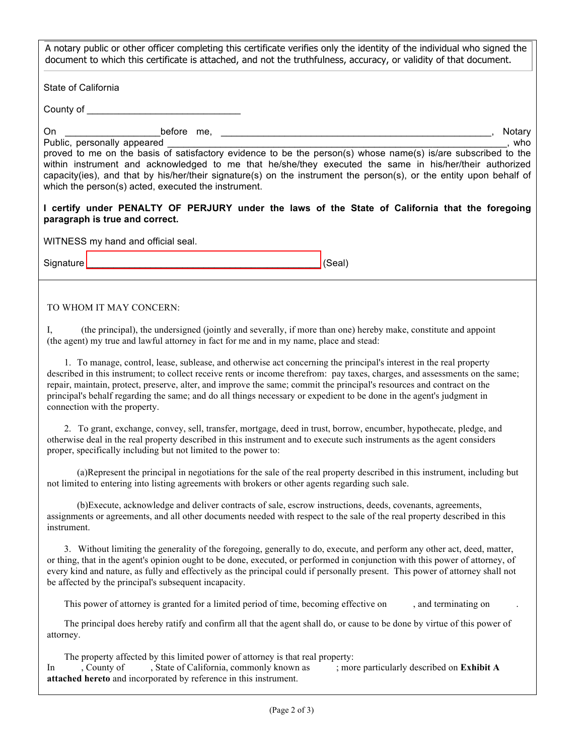A notary public or other officer completing this certificate verifies only the identity of the individual who signed the document to which this certificate is attached, and not the truthfulness, accuracy, or validity of that document.

State of California

County of ______________________________

On __________________before me, ____________________________________________________, Notary Public, personally appeared ________________________________________________________________, who proved to me on the basis of satisfactory evidence to be the person(s) whose name(s) is/are subscribed to the within instrument and acknowledged to me that he/she/they executed the same in his/her/their authorized capacity(ies), and that by his/her/their signature(s) on the instrument the person(s), or the entity upon behalf of which the person(s) acted, executed the instrument.

**I certify under PENALTY OF PERJURY under the laws of the State of California that the foregoing paragraph is true and correct.**

WITNESS my hand and official seal.

Signature _____________________________________________ (Seal)

---

TO WHOM IT MAY CONCERN:

I, (the principal), the undersigned (jointly and severally, if more than one) hereby make, constitute and appoint (the agent) my true and lawful attorney in fact for me and in my name, place and stead:

1. To manage, control, lease, sublease, and otherwise act concerning the principal's interest in the real property described in this instrument; to collect receive rents or income therefrom: pay taxes, charges, and assessments on the same; repair, maintain, protect, preserve, alter, and improve the same; commit the principal's resources and contract on the principal's behalf regarding the same; and do all things necessary or expedient to be done in the agent's judgment in connection with the property.

2. To grant, exchange, convey, sell, transfer, mortgage, deed in trust, borrow, encumber, hypothecate, pledge, and otherwise deal in the real property described in this instrument and to execute such instruments as the agent considers proper, specifically including but not limited to the power to:

(a)Represent the principal in negotiations for the sale of the real property described in this instrument, including but not limited to entering into listing agreements with brokers or other agents regarding such sale.

(b)Execute, acknowledge and deliver contracts of sale, escrow instructions, deeds, covenants, agreements, assignments or agreements, and all other documents needed with respect to the sale of the real property described in this instrument.

3. Without limiting the generality of the foregoing, generally to do, execute, and perform any other act, deed, matter, or thing, that in the agent's opinion ought to be done, executed, or performed in conjunction with this power of attorney, of every kind and nature, as fully and effectively as the principal could if personally present. This power of attorney shall not be affected by the principal's subsequent incapacity.

This power of attorney is granted for a limited period of time, becoming effective on , and terminating on .

The principal does hereby ratify and confirm all that the agent shall do, or cause to be done by virtue of this power of attorney.

The property affected by this limited power of attorney is that real property:
In , County of , State of California, commonly known as ; more particularly described on **Exhibit A attached hereto** and incorporated by reference in this instrument.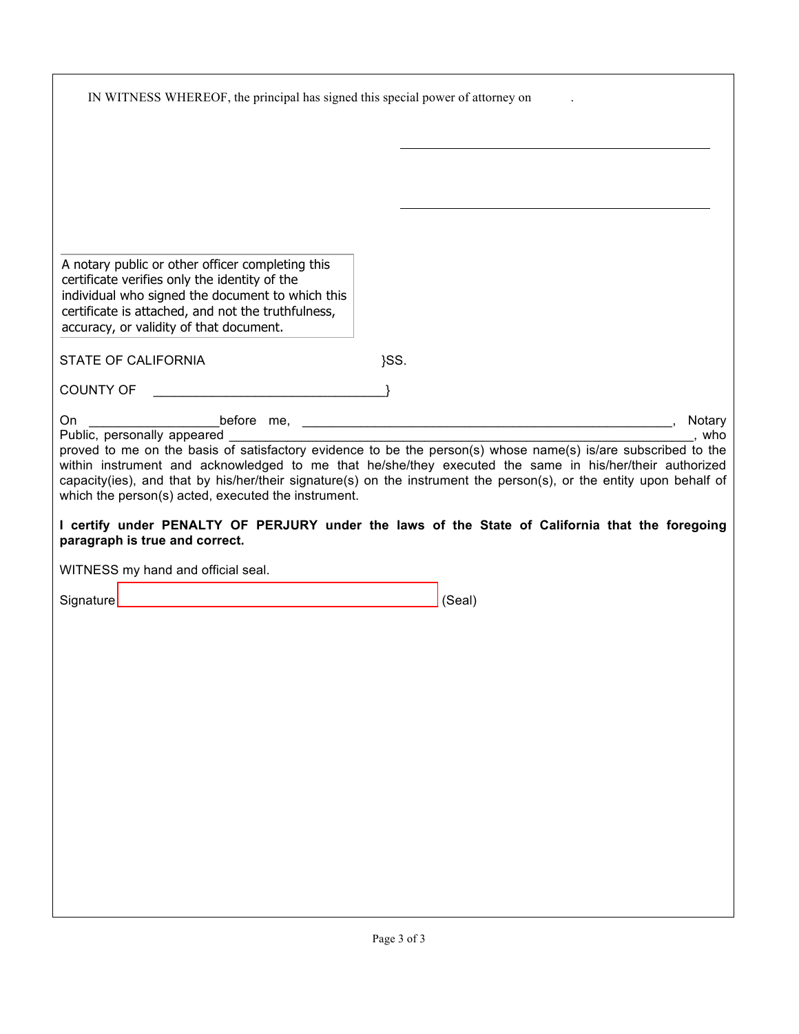IN WITNESS WHEREOF, the principal has signed this special power of attorney on .

\_\_\_\_\_\_\_\_\_\_\_\_\_\_\_\_\_\_\_\_\_\_\_\_\_\_\_\_\_\_\_\_\_\_\_\_\_\_\_\_

\_\_\_\_\_\_\_\_\_\_\_\_\_\_\_\_\_\_\_\_\_\_\_\_\_\_\_\_\_\_\_\_\_\_\_\_\_\_\_\_

A notary public or other officer completing this certificate verifies only the identity of the individual who signed the document to which this certificate is attached, and not the truthfulness, accuracy, or validity of that document.

STATE OF CALIFORNIA }SS.

COUNTY OF \_\_\_\_\_\_\_\_\_\_\_\_\_\_\_\_\_\_\_\_\_\_\_\_\_\_\_\_\_\_\_\_}

On \_\_\_\_\_\_\_\_\_\_\_\_\_\_\_\_\_\_before me, \_\_\_\_\_\_\_\_\_\_\_\_\_\_\_\_\_\_\_\_\_\_\_\_\_\_\_\_\_\_\_\_\_\_\_\_\_\_\_\_\_\_\_\_\_\_\_\_\_\_, Notary Public, personally appeared \_\_\_\_\_\_\_\_\_\_\_\_\_\_\_\_\_\_\_\_\_\_\_\_\_\_\_\_\_\_\_\_\_\_\_\_\_\_\_\_\_\_\_\_\_\_\_\_\_\_\_\_\_\_\_\_\_\_\_\_\_\_, who proved to me on the basis of satisfactory evidence to be the person(s) whose name(s) is/are subscribed to the within instrument and acknowledged to me that he/she/they executed the same in his/her/their authorized capacity(ies), and that by his/her/their signature(s) on the instrument the person(s), or the entity upon behalf of which the person(s) acted, executed the instrument.

**I certify under PENALTY OF PERJURY under the laws of the State of California that the foregoing paragraph is true and correct.**

WITNESS my hand and official seal.

Signature \_\_\_\_\_\_\_\_\_\_\_\_\_\_\_\_\_\_\_\_\_\_\_\_\_\_\_\_\_\_\_\_\_\_\_\_\_\_\_\_ (Seal)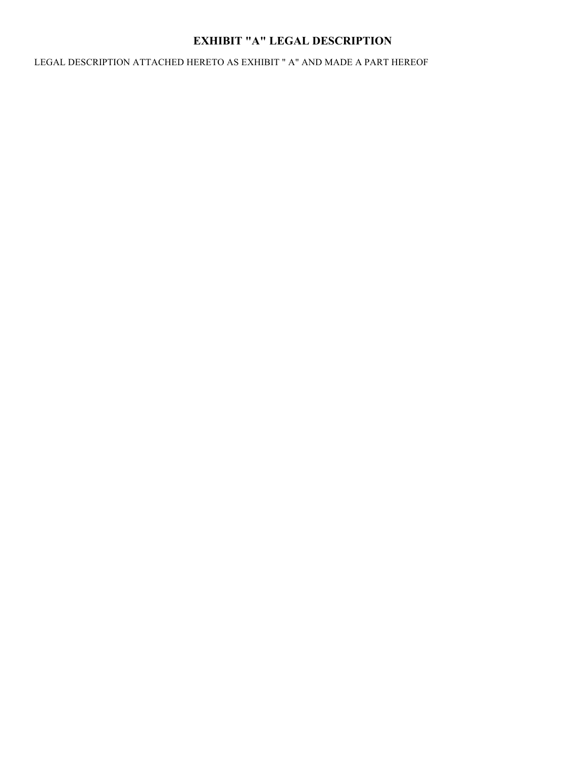# EXHIBIT "A" LEGAL DESCRIPTION

LEGAL DESCRIPTION ATTACHED HERETO AS EXHIBIT " A" AND MADE A PART HEREOF